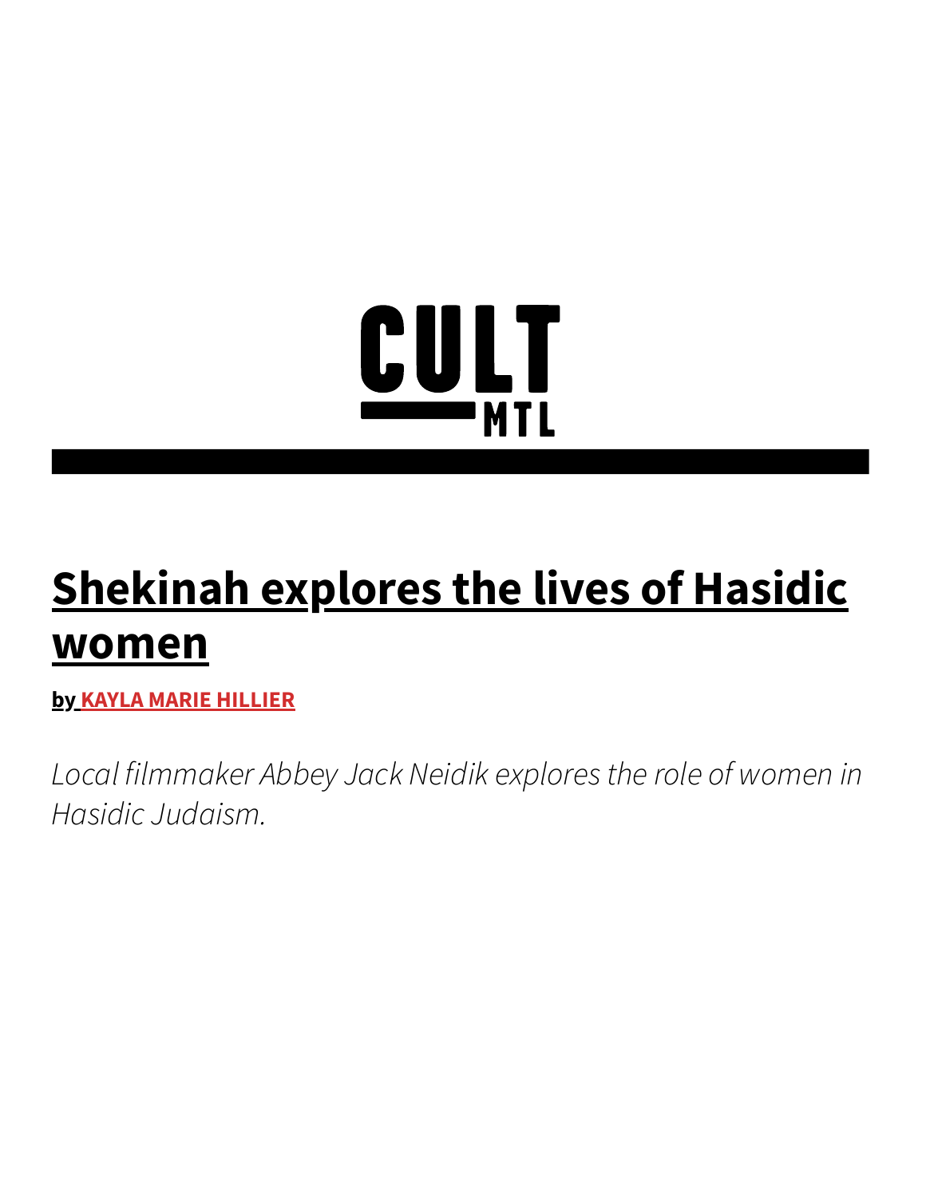CULT MTL

# Shekinah explores the lives of Hasidic women

**by KAYLA MARIE HILLIER**

*Local filmmaker Abbey Jack Neidik explores the role of women in Hasidic Judaism.*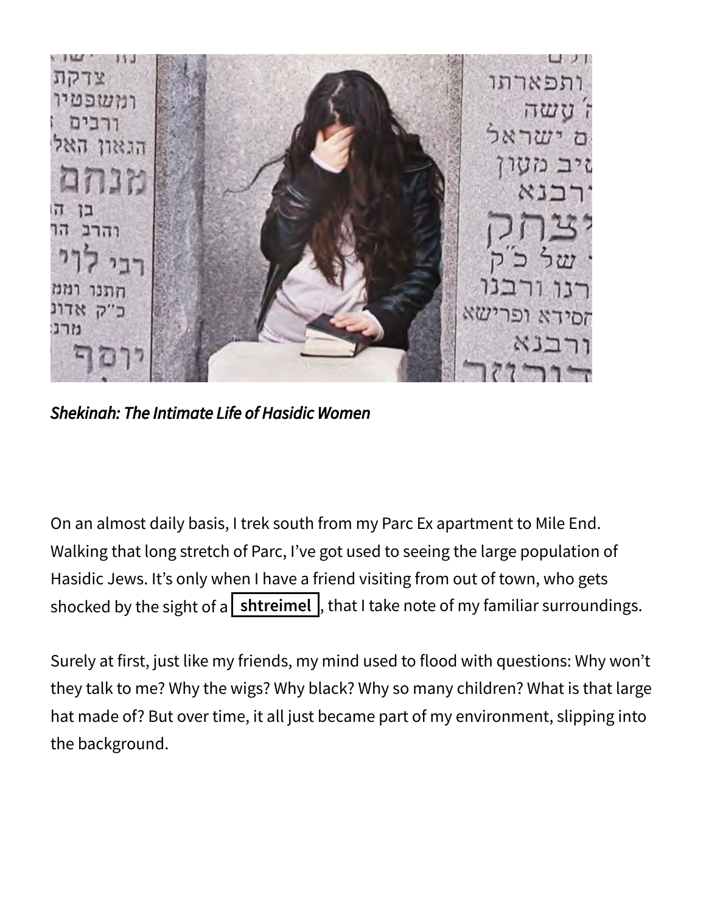*Shekinah: The Intimate Life of Hasidic Women*

On an almost daily basis, I trek south from my Parc Ex apartment to Mile End. Walking that long stretch of Parc, I've got used to seeing the large population of Hasidic Jews. It's only when I have a friend visiting from out of town, who gets shocked by the sight of a **shtreimel**, that I take note of my familiar surroundings.

Surely at first, just like my friends, my mind used to flood with questions: Why won't they talk to me? Why the wigs? Why black? Why so many children? What is that large hat made of? But over time, it all just became part of my environment, slipping into the background.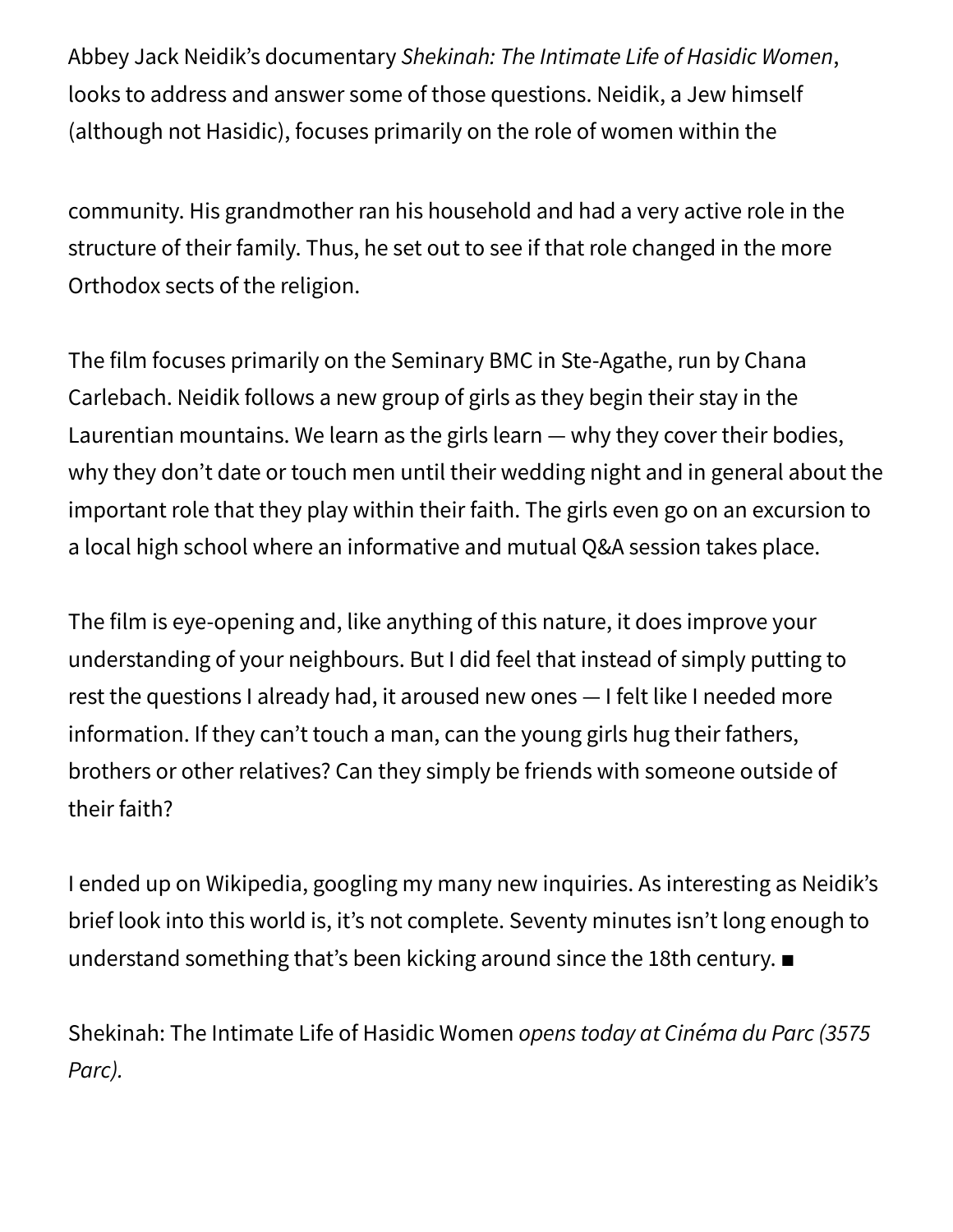Abbey Jack Neidik's documentary *Shekinah: The Intimate Life of Hasidic Women*, looks to address and answer some of those questions. Neidik, a Jew himself (although not Hasidic), focuses primarily on the role of women within the community. His grandmother ran his household and had a very active role in the structure of their family. Thus, he set out to see if that role changed in the more Orthodox sects of the religion.

The film focuses primarily on the Seminary BMC in Ste-Agathe, run by Chana Carlebach. Neidik follows a new group of girls as they begin their stay in the Laurentian mountains. We learn as the girls learn — why they cover their bodies, why they don't date or touch men until their wedding night and in general about the important role that they play within their faith. The girls even go on an excursion to a local high school where an informative and mutual Q&A session takes place.

The film is eye-opening and, like anything of this nature, it does improve your understanding of your neighbours. But I did feel that instead of simply putting to rest the questions I already had, it aroused new ones — I felt like I needed more information. If they can't touch a man, can the young girls hug their fathers, brothers or other relatives? Can they simply be friends with someone outside of their faith?

I ended up on Wikipedia, googling my many new inquiries. As interesting as Neidik's brief look into this world is, it's not complete. Seventy minutes isn't long enough to understand something that's been kicking around since the 18th century. ■

Shekinah: The Intimate Life of Hasidic Women *opens today at Cinéma du Parc (3575 Parc).*